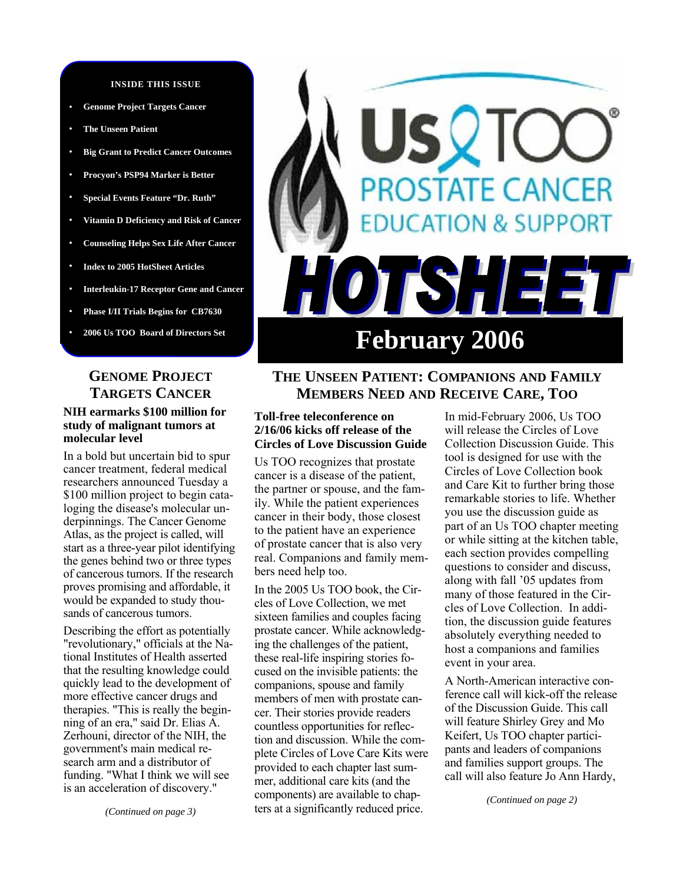**INSIDE THIS ISSUE**

- Genome Project Targets Cancer
- The Unseen Patient
- Big Grant to Predict Cancer Outcomes
- Procyon's PSP94 Marker is Better
- Special Events Feature "Dr. Ruth"
- Vitamin D Deficiency and Risk of Cancer
- Counseling Helps Sex Life After Cancer
- Index to 2005 HotSheet Articles
- Interleukin-17 Receptor Gene and Cancer
- Phase I/II Trials Begins for CB7630
- 2006 Us TOO Board of Directors Set

# Us TOO® PROSTATE CANCER EDUCATION & SUPPORT HOTSHEET

## February 2006

## GENOME PROJECT TARGETS CANCER

### NIH earmarks $100 million for study of malignant tumors at molecular level

In a bold but uncertain bid to spur cancer treatment, federal medical researchers announced Tuesday a $100 million project to begin cataloging the disease's molecular underpinnings. The Cancer Genome Atlas, as the project is called, will start as a three-year pilot identifying the genes behind two or three types of cancerous tumors. If the research proves promising and affordable, it would be expanded to study thousands of cancerous tumors.

Describing the effort as potentially "revolutionary," officials at the National Institutes of Health asserted that the resulting knowledge could quickly lead to the development of more effective cancer drugs and therapies. "This is really the beginning of an era," said Dr. Elias A. Zerhouni, director of the NIH, the government's main medical research arm and a distributor of funding. "What I think we will see is an acceleration of discovery."

*(Continued on page 3)*

## THE UNSEEN PATIENT: COMPANIONS AND FAMILY MEMBERS NEED AND RECEIVE CARE, TOO

### Toll-free teleconference on 2/16/06 kicks off release of the Circles of Love Discussion Guide

Us TOO recognizes that prostate cancer is a disease of the patient, the partner or spouse, and the family. While the patient experiences cancer in their body, those closest to the patient have an experience of prostate cancer that is also very real. Companions and family members need help too.

In the 2005 Us TOO book, the Circles of Love Collection, we met sixteen families and couples facing prostate cancer. While acknowledging the challenges of the patient, these real-life inspiring stories focused on the invisible patients: the companions, spouse and family members of men with prostate cancer. Their stories provide readers countless opportunities for reflection and discussion. While the complete Circles of Love Care Kits were provided to each chapter last summer, additional care kits (and the components) are available to chapters at a significantly reduced price.

In mid-February 2006, Us TOO will release the Circles of Love Collection Discussion Guide. This tool is designed for use with the Circles of Love Collection book and Care Kit to further bring those remarkable stories to life. Whether you use the discussion guide as part of an Us TOO chapter meeting or while sitting at the kitchen table, each section provides compelling questions to consider and discuss, along with fall '05 updates from many of those featured in the Circles of Love Collection. In addition, the discussion guide features absolutely everything needed to host a companions and families event in your area.

A North-American interactive conference call will kick-off the release of the Discussion Guide. This call will feature Shirley Grey and Mo Keifert, Us TOO chapter participants and leaders of companions and families support groups. The call will also feature Jo Ann Hardy,

*(Continued on page 2)*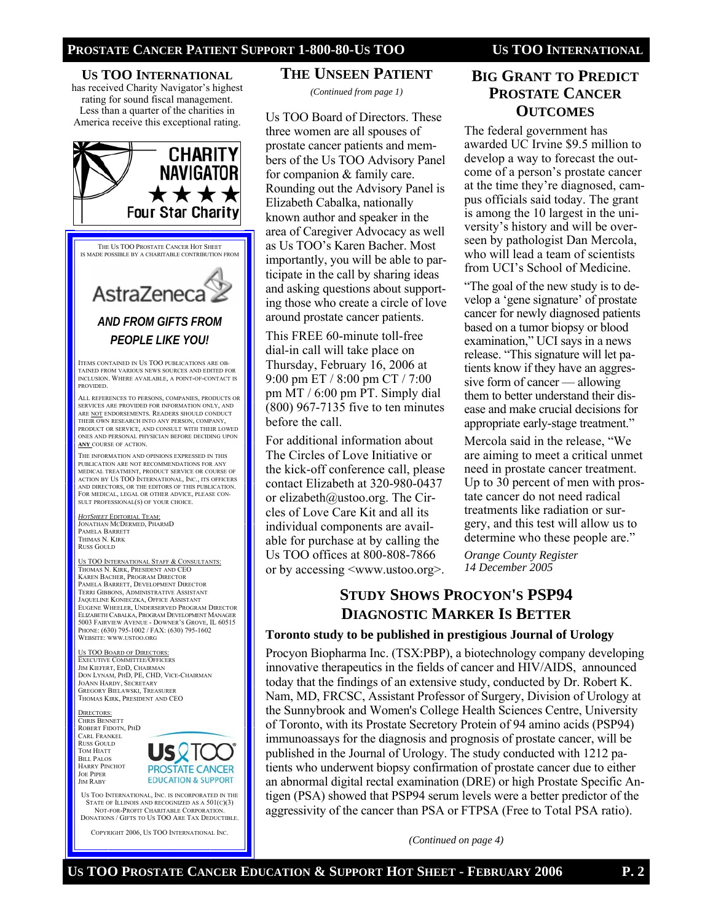**US TOO INTERNATIONAL** has received Charity Navigator's highest rating for sound fiscal management. Less than a quarter of the charities in America receive this exceptional rating.

CHARITY NAVIGATOR ★★★★ Four Star Charity

THE US TOO PROSTATE CANCER HOT SHEET IS MADE POSSIBLE BY A CHARITABLE CONTRIBUTION FROM

AstraZeneca

*AND FROM GIFTS FROM PEOPLE LIKE YOU!*

ITEMS CONTAINED IN US TOO PUBLICATIONS ARE OBTAINED FROM VARIOUS NEWS SOURCES AND EDITED FOR INCLUSION. WHERE AVAILABLE, A POINT-OF-CONTACT IS PROVIDED.

ALL REFERENCES TO PERSONS, COMPANIES, PRODUCTS OR SERVICES ARE PROVIDED FOR INFORMATION ONLY, AND ARE NOT ENDORSEMENTS. READERS SHOULD CONDUCT THEIR OWN RESEARCH INTO ANY PERSON, COMPANY, PRODUCT OR SERVICE, AND CONSULT WITH THEIR LOWED ONES AND PERSONAL PHYSICIAN BEFORE DECIDING UPON **ANY** COURSE OF ACTION.

THE INFORMATION AND OPINIONS EXPRESSED IN THIS PUBLICATION ARE NOT RECOMMENDATIONS FOR ANY MEDICAL TREATMENT, PRODUCT SERVICE OR COURSE OF ACTION BY US TOO INTERNATIONAL, INC., ITS OFFICERS AND DIRECTORS, OR THE EDITORS OF THIS PUBLICATION. FOR MEDICAL, LEGAL OR OTHER ADVICE, PLEASE CONSULT PROFESSIONAL(S) OF YOUR CHOICE.

*HOTSHEET* EDITORIAL TEAM:
JONATHAN MCDERMED, PHARMD
PAMELA BARRETT
THOMAS N. KIRK
RUSS GOULD

US TOO INTERNATIONAL STAFF & CONSULTANTS:
THOMAS N. KIRK, PRESIDENT AND CEO
KAREN BACHER, PROGRAM DIRECTOR
PAMELA BARRETT, DEVELOPMENT DIRECTOR
TERRI GIBBONS, ADMINISTRATIVE ASSISTANT
JAQUELINE KONIECZKA, OFFICE ASSISTANT
EUGENE WHEELER, UNDERSERVED PROGRAM DIRECTOR
ELIZABETH CABALKA, PROGRAM DEVELOPMENT MANAGER
5003 FAIRVIEW AVENUE - DOWNER'S GROVE, IL 60515
PHONE: (630) 795-1002 / FAX: (630) 795-1602
WEBSITE: WWW.USTOO.ORG

US TOO BOARD OF DIRECTORS:
EXECUTIVE COMMITTEE/OFFICERS
JIM KIEFERT, EDD, CHAIRMAN
DON LYNAM, PHD, PE, CHD, VICE-CHAIRMAN
JOANN HARDY, SECRETARY
GREGORY BIELAWSKI, TREASURER
THOMAS KIRK, PRESIDENT AND CEO

DIRECTORS:
CHRIS BENNETT
ROBERT FIDOTN, PHD
CARL FRANKEL
RUSS GOULD
TOM HIATT
BILL PALOS
HARRY PINCHOT
JOE PIPER
JIM RABY

US TOO PROSTATE CANCER EDUCATION & SUPPORT

US TOO INTERNATIONAL, INC. IS INCORPORATED IN THE STATE OF ILLINOIS AND RECOGNIZED AS A 501(C)(3) NOT-FOR-PROFIT CHARITABLE CORPORATION. DONATIONS / GIFTS TO US TOO ARE TAX DEDUCTIBLE.

COPYRIGHT 2006, US TOO INTERNATIONAL INC.

## THE UNSEEN PATIENT

*(Continued from page 1)*

Us TOO Board of Directors. These three women are all spouses of prostate cancer patients and members of the Us TOO Advisory Panel for companion & family care. Rounding out the Advisory Panel is Elizabeth Cabalka, nationally known author and speaker in the area of Caregiver Advocacy as well as Us TOO's Karen Bacher. Most importantly, you will be able to participate in the call by sharing ideas and asking questions about supporting those who create a circle of love around prostate cancer patients.

This FREE 60-minute toll-free dial-in call will take place on Thursday, February 16, 2006 at 9:00 pm ET / 8:00 pm CT / 7:00 pm MT / 6:00 pm PT. Simply dial (800) 967-7135 five to ten minutes before the call.

For additional information about The Circles of Love Initiative or the kick-off conference call, please contact Elizabeth at 320-980-0437 or elizabeth@ustoo.org. The Circles of Love Care Kit and all its individual components are available for purchase at by calling the Us TOO offices at 800-808-7866 or by accessing <www.ustoo.org>.

## BIG GRANT TO PREDICT PROSTATE CANCER OUTCOMES

The federal government has awarded UC Irvine $9.5 million to develop a way to forecast the outcome of a person's prostate cancer at the time they're diagnosed, campus officials said today. The grant is among the 10 largest in the university's history and will be overseen by pathologist Dan Mercola, who will lead a team of scientists from UCI's School of Medicine.

"The goal of the new study is to develop a 'gene signature' of prostate cancer for newly diagnosed patients based on a tumor biopsy or blood examination," UCI says in a news release. "This signature will let patients know if they have an aggressive form of cancer — allowing them to better understand their disease and make crucial decisions for appropriate early-stage treatment."

Mercola said in the release, "We are aiming to meet a critical unmet need in prostate cancer treatment. Up to 30 percent of men with prostate cancer do not need radical treatments like radiation or surgery, and this test will allow us to determine who these people are."

*Orange County Register*
*14 December 2005*

## STUDY SHOWS PROCYON'S PSP94 DIAGNOSTIC MARKER IS BETTER

**Toronto study to be published in prestigious Journal of Urology**

Procyon Biopharma Inc. (TSX:PBP), a biotechnology company developing innovative therapeutics in the fields of cancer and HIV/AIDS, announced today that the findings of an extensive study, conducted by Dr. Robert K. Nam, MD, FRCSC, Assistant Professor of Surgery, Division of Urology at the Sunnybrook and Women's College Health Sciences Centre, University of Toronto, with its Prostate Secretory Protein of 94 amino acids (PSP94) immunoassays for the diagnosis and prognosis of prostate cancer, will be published in the Journal of Urology. The study conducted with 1212 patients who underwent biopsy confirmation of prostate cancer due to either an abnormal digital rectal examination (DRE) or high Prostate Specific Antigen (PSA) showed that PSP94 serum levels were a better predictor of the aggressivity of the cancer than PSA or FTPSA (Free to Total PSA ratio).

*(Continued on page 4)*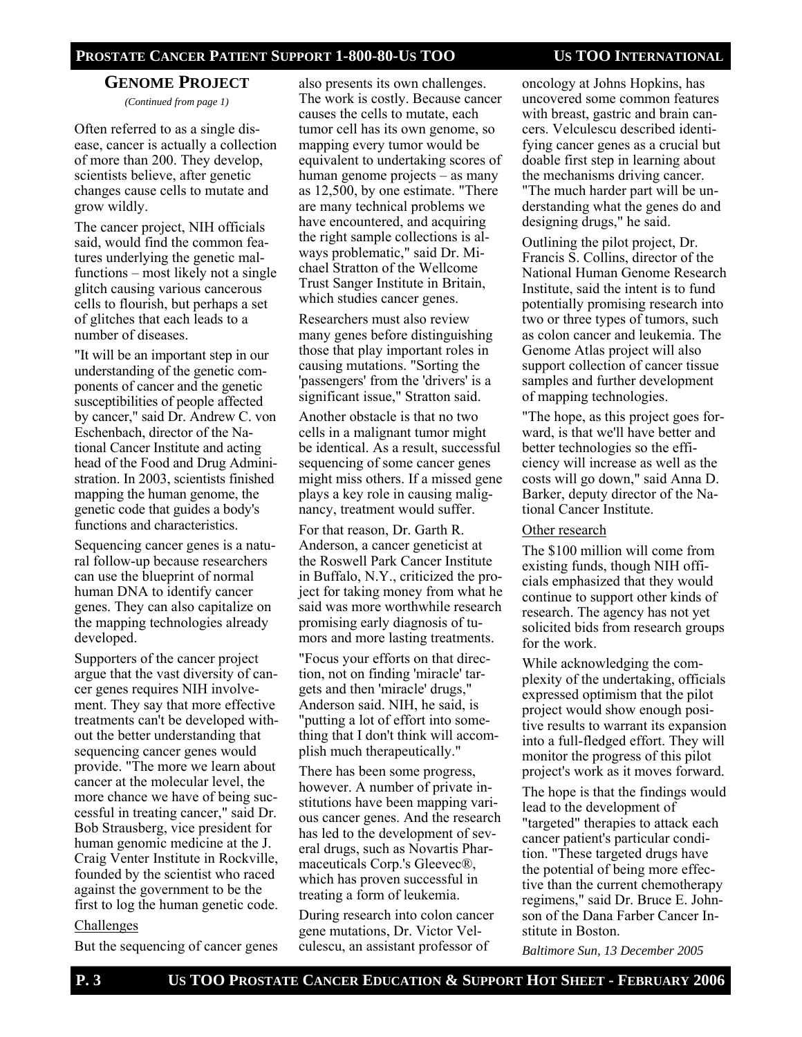## GENOME PROJECT

*(Continued from page 1)*

Often referred to as a single disease, cancer is actually a collection of more than 200. They develop, scientists believe, after genetic changes cause cells to mutate and grow wildly.

The cancer project, NIH officials said, would find the common features underlying the genetic malfunctions – most likely not a single glitch causing various cancerous cells to flourish, but perhaps a set of glitches that each leads to a number of diseases.

"It will be an important step in our understanding of the genetic components of cancer and the genetic susceptibilities of people affected by cancer," said Dr. Andrew C. von Eschenbach, director of the National Cancer Institute and acting head of the Food and Drug Administration. In 2003, scientists finished mapping the human genome, the genetic code that guides a body's functions and characteristics.

Sequencing cancer genes is a natural follow-up because researchers can use the blueprint of normal human DNA to identify cancer genes. They can also capitalize on the mapping technologies already developed.

Supporters of the cancer project argue that the vast diversity of cancer genes requires NIH involvement. They say that more effective treatments can't be developed without the better understanding that sequencing cancer genes would provide. "The more we learn about cancer at the molecular level, the more chance we have of being successful in treating cancer," said Dr. Bob Strausberg, vice president for human genomic medicine at the J. Craig Venter Institute in Rockville, founded by the scientist who raced against the government to be the first to log the human genetic code.

### Challenges

But the sequencing of cancer genes also presents its own challenges. The work is costly. Because cancer causes the cells to mutate, each tumor cell has its own genome, so mapping every tumor would be equivalent to undertaking scores of human genome projects – as many as 12,500, by one estimate. "There are many technical problems we have encountered, and acquiring the right sample collections is always problematic," said Dr. Michael Stratton of the Wellcome Trust Sanger Institute in Britain, which studies cancer genes.

Researchers must also review many genes before distinguishing those that play important roles in causing mutations. "Sorting the 'passengers' from the 'drivers' is a significant issue," Stratton said.

Another obstacle is that no two cells in a malignant tumor might be identical. As a result, successful sequencing of some cancer genes might miss others. If a missed gene plays a key role in causing malignancy, treatment would suffer.

For that reason, Dr. Garth R. Anderson, a cancer geneticist at the Roswell Park Cancer Institute in Buffalo, N.Y., criticized the project for taking money from what he said was more worthwhile research promising early diagnosis of tumors and more lasting treatments.

"Focus your efforts on that direction, not on finding 'miracle' targets and then 'miracle' drugs," Anderson said. NIH, he said, is "putting a lot of effort into something that I don't think will accomplish much therapeutically."

There has been some progress, however. A number of private institutions have been mapping various cancer genes. And the research has led to the development of several drugs, such as Novartis Pharmaceuticals Corp.'s Gleevec®, which has proven successful in treating a form of leukemia.

During research into colon cancer gene mutations, Dr. Victor Velculescu, an assistant professor of oncology at Johns Hopkins, has uncovered some common features with breast, gastric and brain cancers. Velculescu described identifying cancer genes as a crucial but doable first step in learning about the mechanisms driving cancer. "The much harder part will be understanding what the genes do and designing drugs," he said.

Outlining the pilot project, Dr. Francis S. Collins, director of the National Human Genome Research Institute, said the intent is to fund potentially promising research into two or three types of tumors, such as colon cancer and leukemia. The Genome Atlas project will also support collection of cancer tissue samples and further development of mapping technologies.

"The hope, as this project goes forward, is that we'll have better and better technologies so the efficiency will increase as well as the costs will go down," said Anna D. Barker, deputy director of the National Cancer Institute.

### Other research

The $100 million will come from existing funds, though NIH officials emphasized that they would continue to support other kinds of research. The agency has not yet solicited bids from research groups for the work.

While acknowledging the complexity of the undertaking, officials expressed optimism that the pilot project would show enough positive results to warrant its expansion into a full-fledged effort. They will monitor the progress of this pilot project's work as it moves forward.

The hope is that the findings would lead to the development of "targeted" therapies to attack each cancer patient's particular condition. "These targeted drugs have the potential of being more effective than the current chemotherapy regimens," said Dr. Bruce E. Johnson of the Dana Farber Cancer Institute in Boston.

*Baltimore Sun, 13 December 2005*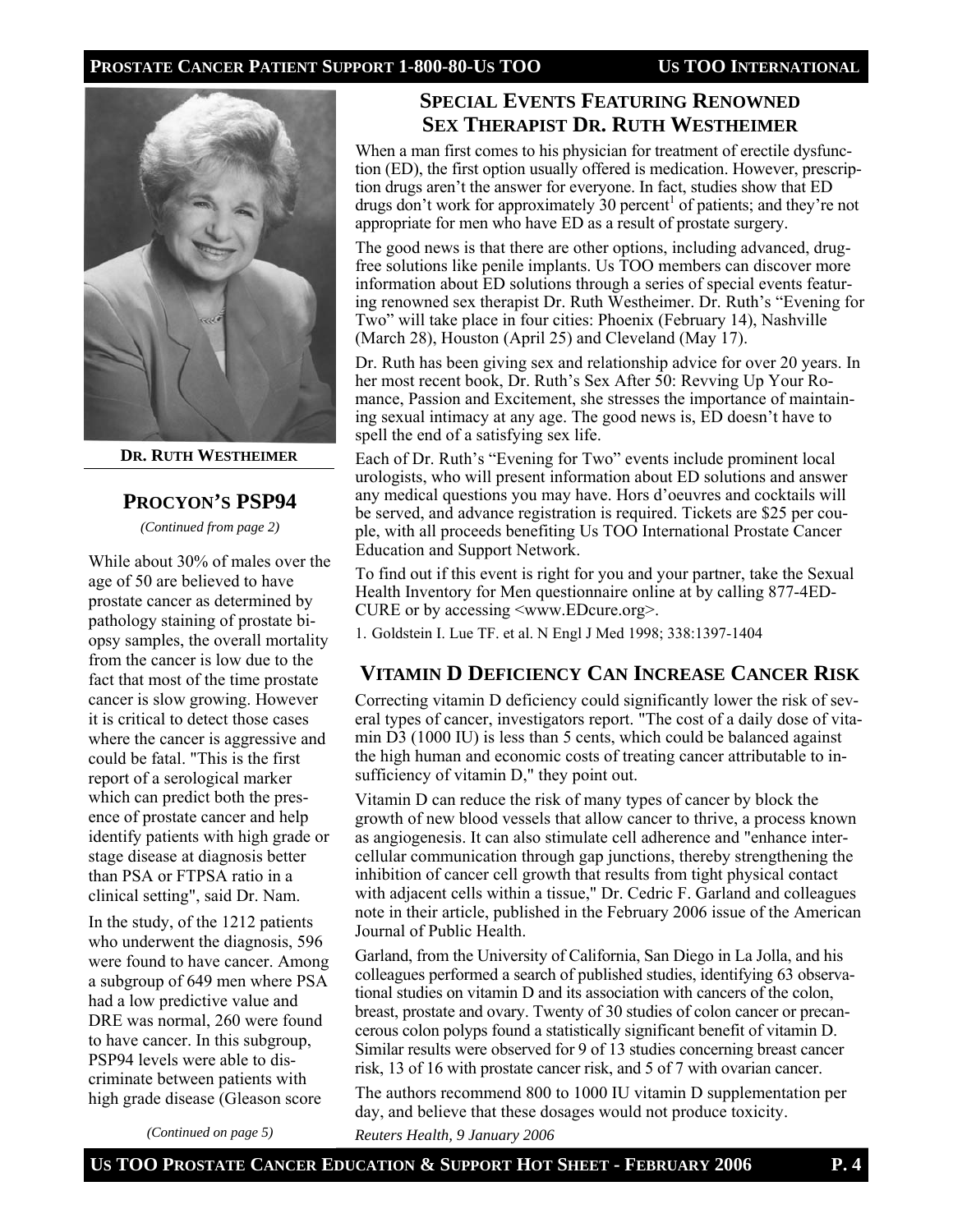## Special Events Featuring Renowned Sex Therapist Dr. Ruth Westheimer

When a man first comes to his physician for treatment of erectile dysfunction (ED), the first option usually offered is medication. However, prescription drugs aren't the answer for everyone. In fact, studies show that ED drugs don't work for approximately 30 percent[1] of patients; and they're not appropriate for men who have ED as a result of prostate surgery.

The good news is that there are other options, including advanced, drug-free solutions like penile implants. Us TOO members can discover more information about ED solutions through a series of special events featuring renowned sex therapist Dr. Ruth Westheimer. Dr. Ruth's "Evening for Two" will take place in four cities: Phoenix (February 14), Nashville (March 28), Houston (April 25) and Cleveland (May 17).

Dr. Ruth has been giving sex and relationship advice for over 20 years. In her most recent book, Dr. Ruth's Sex After 50: Revving Up Your Romance, Passion and Excitement, she stresses the importance of maintaining sexual intimacy at any age. The good news is, ED doesn't have to spell the end of a satisfying sex life.

Each of Dr. Ruth's "Evening for Two" events include prominent local urologists, who will present information about ED solutions and answer any medical questions you may have. Hors d'oeuvres and cocktails will be served, and advance registration is required. Tickets are $25 per couple, with all proceeds benefiting Us TOO International Prostate Cancer Education and Support Network.

To find out if this event is right for you and your partner, take the Sexual Health Inventory for Men questionnaire online at by calling 877-4ED-CURE or by accessing <www.EDcure.org>.

1. Goldstein I. Lue TF. et al. N Engl J Med 1998; 338:1397-1404

**Dr. Ruth Westheimer**

## Procyon's PSP94

*(Continued from page 2)*

While about 30% of males over the age of 50 are believed to have prostate cancer as determined by pathology staining of prostate biopsy samples, the overall mortality from the cancer is low due to the fact that most of the time prostate cancer is slow growing. However it is critical to detect those cases where the cancer is aggressive and could be fatal. "This is the first report of a serological marker which can predict both the presence of prostate cancer and help identify patients with high grade or stage disease at diagnosis better than PSA or FTPSA ratio in a clinical setting", said Dr. Nam.

In the study, of the 1212 patients who underwent the diagnosis, 596 were found to have cancer. Among a subgroup of 649 men where PSA had a low predictive value and DRE was normal, 260 were found to have cancer. In this subgroup, PSP94 levels were able to discriminate between patients with high grade disease (Gleason score

*(Continued on page 5)*

## Vitamin D Deficiency Can Increase Cancer Risk

Correcting vitamin D deficiency could significantly lower the risk of several types of cancer, investigators report. "The cost of a daily dose of vitamin D3 (1000 IU) is less than 5 cents, which could be balanced against the high human and economic costs of treating cancer attributable to insufficiency of vitamin D," they point out.

Vitamin D can reduce the risk of many types of cancer by block the growth of new blood vessels that allow cancer to thrive, a process known as angiogenesis. It can also stimulate cell adherence and "enhance intercellular communication through gap junctions, thereby strengthening the inhibition of cancer cell growth that results from tight physical contact with adjacent cells within a tissue," Dr. Cedric F. Garland and colleagues note in their article, published in the February 2006 issue of the American Journal of Public Health.

Garland, from the University of California, San Diego in La Jolla, and his colleagues performed a search of published studies, identifying 63 observational studies on vitamin D and its association with cancers of the colon, breast, prostate and ovary. Twenty of 30 studies of colon cancer or precancerous colon polyps found a statistically significant benefit of vitamin D. Similar results were observed for 9 of 13 studies concerning breast cancer risk, 13 of 16 with prostate cancer risk, and 5 of 7 with ovarian cancer.

The authors recommend 800 to 1000 IU vitamin D supplementation per day, and believe that these dosages would not produce toxicity.

*Reuters Health, 9 January 2006*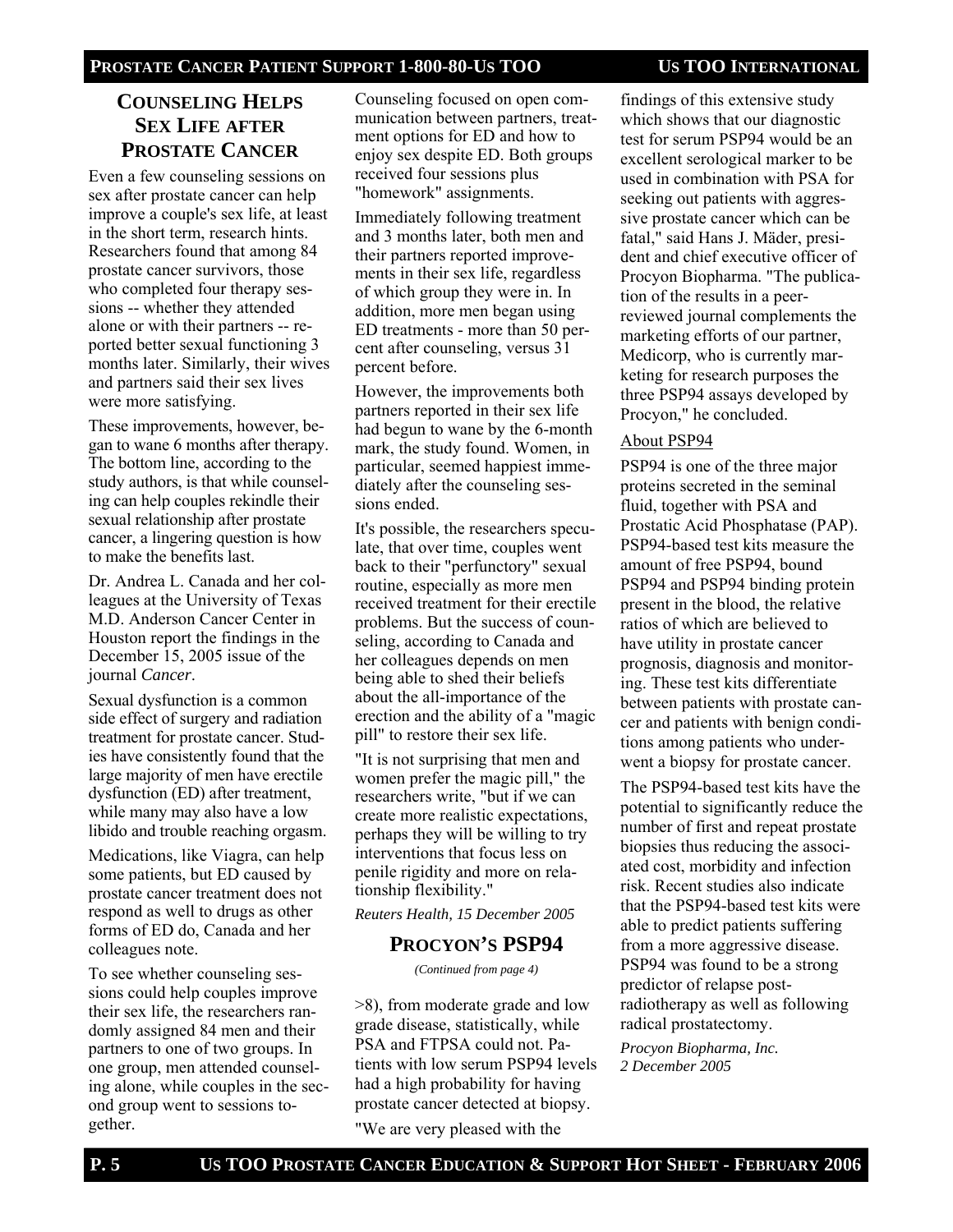## Counseling Helps Sex Life after Prostate Cancer

Even a few counseling sessions on sex after prostate cancer can help improve a couple's sex life, at least in the short term, research hints. Researchers found that among 84 prostate cancer survivors, those who completed four therapy sessions -- whether they attended alone or with their partners -- reported better sexual functioning 3 months later. Similarly, their wives and partners said their sex lives were more satisfying.

These improvements, however, began to wane 6 months after therapy. The bottom line, according to the study authors, is that while counseling can help couples rekindle their sexual relationship after prostate cancer, a lingering question is how to make the benefits last.

Dr. Andrea L. Canada and her colleagues at the University of Texas M.D. Anderson Cancer Center in Houston report the findings in the December 15, 2005 issue of the journal *Cancer*.

Sexual dysfunction is a common side effect of surgery and radiation treatment for prostate cancer. Studies have consistently found that the large majority of men have erectile dysfunction (ED) after treatment, while many may also have a low libido and trouble reaching orgasm.

Medications, like Viagra, can help some patients, but ED caused by prostate cancer treatment does not respond as well to drugs as other forms of ED do, Canada and her colleagues note.

To see whether counseling sessions could help couples improve their sex life, the researchers randomly assigned 84 men and their partners to one of two groups. In one group, men attended counseling alone, while couples in the second group went to sessions together.

Counseling focused on open communication between partners, treatment options for ED and how to enjoy sex despite ED. Both groups received four sessions plus "homework" assignments.

Immediately following treatment and 3 months later, both men and their partners reported improvements in their sex life, regardless of which group they were in. In addition, more men began using ED treatments - more than 50 percent after counseling, versus 31 percent before.

However, the improvements both partners reported in their sex life had begun to wane by the 6-month mark, the study found. Women, in particular, seemed happiest immediately after the counseling sessions ended.

It's possible, the researchers speculate, that over time, couples went back to their "perfunctory" sexual routine, especially as more men received treatment for their erectile problems. But the success of counseling, according to Canada and her colleagues depends on men being able to shed their beliefs about the all-importance of the erection and the ability of a "magic pill" to restore their sex life.

"It is not surprising that men and women prefer the magic pill," the researchers write, "but if we can create more realistic expectations, perhaps they will be willing to try interventions that focus less on penile rigidity and more on relationship flexibility."

*Reuters Health, 15 December 2005*

## Procyon's PSP94

*(Continued from page 4)*

>8), from moderate grade and low grade disease, statistically, while PSA and FTPSA could not. Patients with low serum PSP94 levels had a high probability for having prostate cancer detected at biopsy.

"We are very pleased with the findings of this extensive study which shows that our diagnostic test for serum PSP94 would be an excellent serological marker to be used in combination with PSA for seeking out patients with aggressive prostate cancer which can be fatal," said Hans J. Mäder, president and chief executive officer of Procyon Biopharma. "The publication of the results in a peer-reviewed journal complements the marketing efforts of our partner, Medicorp, who is currently marketing for research purposes the three PSP94 assays developed by Procyon," he concluded.

About PSP94

PSP94 is one of the three major proteins secreted in the seminal fluid, together with PSA and Prostatic Acid Phosphatase (PAP). PSP94-based test kits measure the amount of free PSP94, bound PSP94 and PSP94 binding protein present in the blood, the relative ratios of which are believed to have utility in prostate cancer prognosis, diagnosis and monitoring. These test kits differentiate between patients with prostate cancer and patients with benign conditions among patients who underwent a biopsy for prostate cancer.

The PSP94-based test kits have the potential to significantly reduce the number of first and repeat prostate biopsies thus reducing the associated cost, morbidity and infection risk. Recent studies also indicate that the PSP94-based test kits were able to predict patients suffering from a more aggressive disease. PSP94 was found to be a strong predictor of relapse post-radiotherapy as well as following radical prostatectomy.

*Procyon Biopharma, Inc.*
*2 December 2005*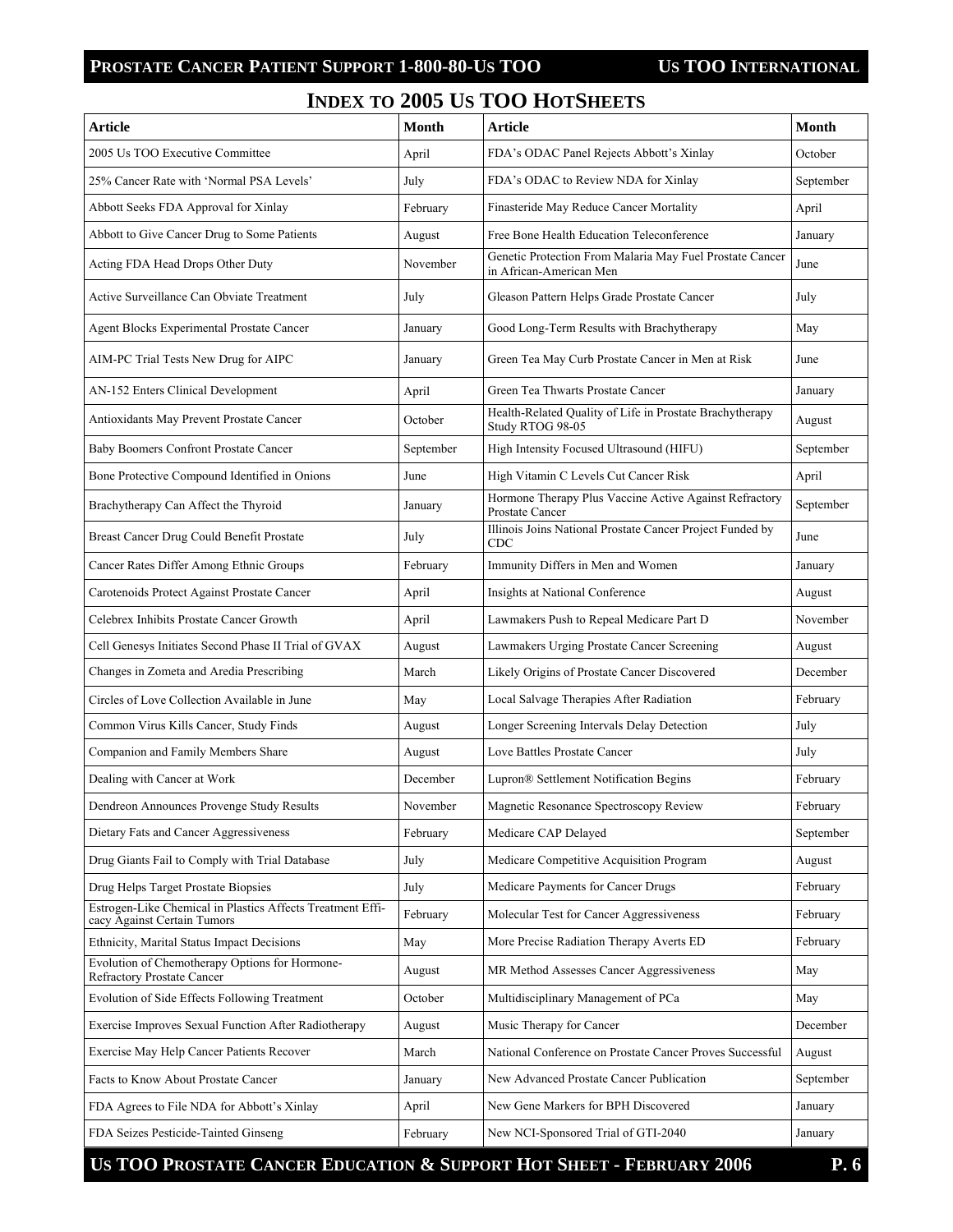## INDEX TO 2005 US TOO HOTSHEETS

| Article | Month | Article | Month |
|---|---|---|---|
| 2005 Us TOO Executive Committee | April | FDA's ODAC Panel Rejects Abbott's Xinlay | October |
| 25% Cancer Rate with 'Normal PSA Levels' | July | FDA's ODAC to Review NDA for Xinlay | September |
| Abbott Seeks FDA Approval for Xinlay | February | Finasteride May Reduce Cancer Mortality | April |
| Abbott to Give Cancer Drug to Some Patients | August | Free Bone Health Education Teleconference | January |
| Acting FDA Head Drops Other Duty | November | Genetic Protection From Malaria May Fuel Prostate Cancer in African-American Men | June |
| Active Surveillance Can Obviate Treatment | July | Gleason Pattern Helps Grade Prostate Cancer | July |
| Agent Blocks Experimental Prostate Cancer | January | Good Long-Term Results with Brachytherapy | May |
| AIM-PC Trial Tests New Drug for AIPC | January | Green Tea May Curb Prostate Cancer in Men at Risk | June |
| AN-152 Enters Clinical Development | April | Green Tea Thwarts Prostate Cancer | January |
| Antioxidants May Prevent Prostate Cancer | October | Health-Related Quality of Life in Prostate Brachytherapy Study RTOG 98-05 | August |
| Baby Boomers Confront Prostate Cancer | September | High Intensity Focused Ultrasound (HIFU) | September |
| Bone Protective Compound Identified in Onions | June | High Vitamin C Levels Cut Cancer Risk | April |
| Brachytherapy Can Affect the Thyroid | January | Hormone Therapy Plus Vaccine Active Against Refractory Prostate Cancer | September |
| Breast Cancer Drug Could Benefit Prostate | July | Illinois Joins National Prostate Cancer Project Funded by CDC | June |
| Cancer Rates Differ Among Ethnic Groups | February | Immunity Differs in Men and Women | January |
| Carotenoids Protect Against Prostate Cancer | April | Insights at National Conference | August |
| Celebrex Inhibits Prostate Cancer Growth | April | Lawmakers Push to Repeal Medicare Part D | November |
| Cell Genesys Initiates Second Phase II Trial of GVAX | August | Lawmakers Urging Prostate Cancer Screening | August |
| Changes in Zometa and Aredia Prescribing | March | Likely Origins of Prostate Cancer Discovered | December |
| Circles of Love Collection Available in June | May | Local Salvage Therapies After Radiation | February |
| Common Virus Kills Cancer, Study Finds | August | Longer Screening Intervals Delay Detection | July |
| Companion and Family Members Share | August | Love Battles Prostate Cancer | July |
| Dealing with Cancer at Work | December | Lupron® Settlement Notification Begins | February |
| Dendreon Announces Provenge Study Results | November | Magnetic Resonance Spectroscopy Review | February |
| Dietary Fats and Cancer Aggressiveness | February | Medicare CAP Delayed | September |
| Drug Giants Fail to Comply with Trial Database | July | Medicare Competitive Acquisition Program | August |
| Drug Helps Target Prostate Biopsies | July | Medicare Payments for Cancer Drugs | February |
| Estrogen-Like Chemical in Plastics Affects Treatment Efficacy Against Certain Tumors | February | Molecular Test for Cancer Aggressiveness | February |
| Ethnicity, Marital Status Impact Decisions | May | More Precise Radiation Therapy Averts ED | February |
| Evolution of Chemotherapy Options for Hormone-Refractory Prostate Cancer | August | MR Method Assesses Cancer Aggressiveness | May |
| Evolution of Side Effects Following Treatment | October | Multidisciplinary Management of PCa | May |
| Exercise Improves Sexual Function After Radiotherapy | August | Music Therapy for Cancer | December |
| Exercise May Help Cancer Patients Recover | March | National Conference on Prostate Cancer Proves Successful | August |
| Facts to Know About Prostate Cancer | January | New Advanced Prostate Cancer Publication | September |
| FDA Agrees to File NDA for Abbott's Xinlay | April | New Gene Markers for BPH Discovered | January |
| FDA Seizes Pesticide-Tainted Ginseng | February | New NCI-Sponsored Trial of GTI-2040 | January |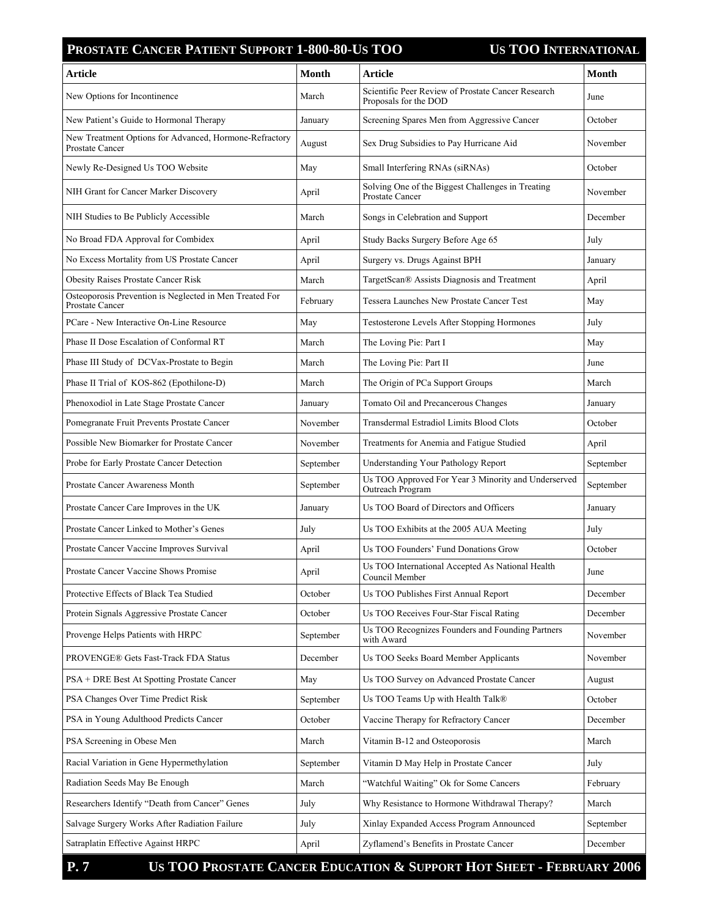| Article | Month | Article | Month |
|---|---|---|---|
| New Options for Incontinence | March | Scientific Peer Review of Prostate Cancer Research Proposals for the DOD | June |
| New Patient's Guide to Hormonal Therapy | January | Screening Spares Men from Aggressive Cancer | October |
| New Treatment Options for Advanced, Hormone-Refractory Prostate Cancer | August | Sex Drug Subsidies to Pay Hurricane Aid | November |
| Newly Re-Designed Us TOO Website | May | Small Interfering RNAs (siRNAs) | October |
| NIH Grant for Cancer Marker Discovery | April | Solving One of the Biggest Challenges in Treating Prostate Cancer | November |
| NIH Studies to Be Publicly Accessible | March | Songs in Celebration and Support | December |
| No Broad FDA Approval for Combidex | April | Study Backs Surgery Before Age 65 | July |
| No Excess Mortality from US Prostate Cancer | April | Surgery vs. Drugs Against BPH | January |
| Obesity Raises Prostate Cancer Risk | March | TargetScan® Assists Diagnosis and Treatment | April |
| Osteoporosis Prevention is Neglected in Men Treated For Prostate Cancer | February | Tessera Launches New Prostate Cancer Test | May |
| PCare - New Interactive On-Line Resource | May | Testosterone Levels After Stopping Hormones | July |
| Phase II Dose Escalation of Conformal RT | March | The Loving Pie: Part I | May |
| Phase III Study of DCVax-Prostate to Begin | March | The Loving Pie: Part II | June |
| Phase II Trial of KOS-862 (Epothilone-D) | March | The Origin of PCa Support Groups | March |
| Phenoxodiol in Late Stage Prostate Cancer | January | Tomato Oil and Precancerous Changes | January |
| Pomegranate Fruit Prevents Prostate Cancer | November | Transdermal Estradiol Limits Blood Clots | October |
| Possible New Biomarker for Prostate Cancer | November | Treatments for Anemia and Fatigue Studied | April |
| Probe for Early Prostate Cancer Detection | September | Understanding Your Pathology Report | September |
| Prostate Cancer Awareness Month | September | Us TOO Approved For Year 3 Minority and Underserved Outreach Program | September |
| Prostate Cancer Care Improves in the UK | January | Us TOO Board of Directors and Officers | January |
| Prostate Cancer Linked to Mother's Genes | July | Us TOO Exhibits at the 2005 AUA Meeting | July |
| Prostate Cancer Vaccine Improves Survival | April | Us TOO Founders' Fund Donations Grow | October |
| Prostate Cancer Vaccine Shows Promise | April | Us TOO International Accepted As National Health Council Member | June |
| Protective Effects of Black Tea Studied | October | Us TOO Publishes First Annual Report | December |
| Protein Signals Aggressive Prostate Cancer | October | Us TOO Receives Four-Star Fiscal Rating | December |
| Provenge Helps Patients with HRPC | September | Us TOO Recognizes Founders and Founding Partners with Award | November |
| PROVENGE® Gets Fast-Track FDA Status | December | Us TOO Seeks Board Member Applicants | November |
| PSA + DRE Best At Spotting Prostate Cancer | May | Us TOO Survey on Advanced Prostate Cancer | August |
| PSA Changes Over Time Predict Risk | September | Us TOO Teams Up with Health Talk® | October |
| PSA in Young Adulthood Predicts Cancer | October | Vaccine Therapy for Refractory Cancer | December |
| PSA Screening in Obese Men | March | Vitamin B-12 and Osteoporosis | March |
| Racial Variation in Gene Hypermethylation | September | Vitamin D May Help in Prostate Cancer | July |
| Radiation Seeds May Be Enough | March | "Watchful Waiting" Ok for Some Cancers | February |
| Researchers Identify "Death from Cancer" Genes | July | Why Resistance to Hormone Withdrawal Therapy? | March |
| Salvage Surgery Works After Radiation Failure | July | Xinlay Expanded Access Program Announced | September |
| Satraplatin Effective Against HRPC | April | Zyflamend's Benefits in Prostate Cancer | December |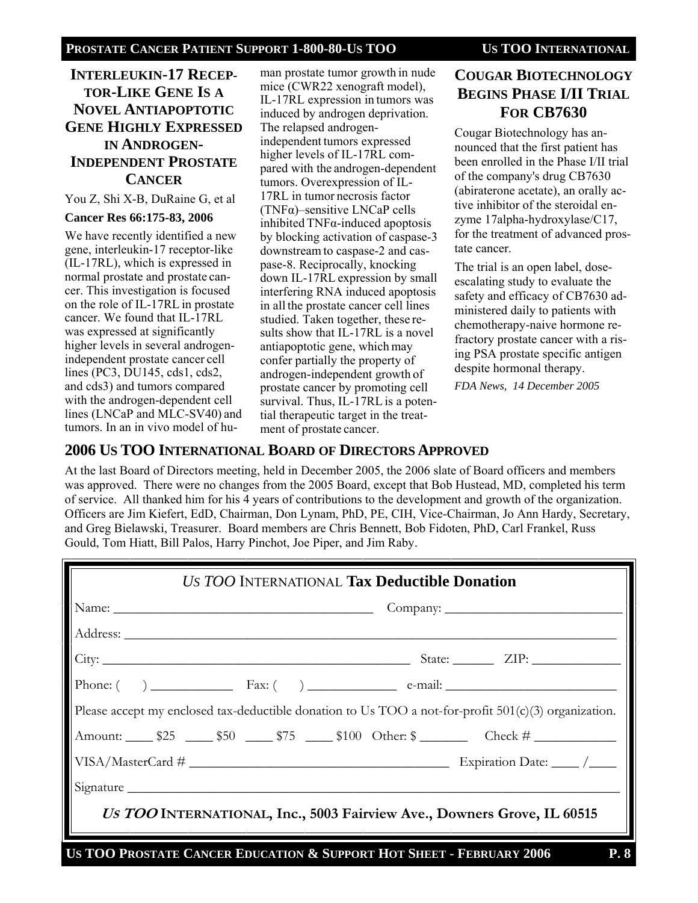## Interleukin-17 Receptor-Like Gene Is a Novel Antiapoptotic Gene Highly Expressed in Androgen-Independent Prostate Cancer

You Z, Shi X-B, DuRaine G, et al

**Cancer Res 66:175-83, 2006**

We have recently identified a new gene, interleukin-17 receptor-like (IL-17RL), which is expressed in normal prostate and prostate cancer. This investigation is focused on the role of IL-17RL in prostate cancer. We found that IL-17RL was expressed at significantly higher levels in several androgen-independent prostate cancer cell lines (PC3, DU145, cds1, cds2, and cds3) and tumors compared with the androgen-dependent cell lines (LNCaP and MLC-SV40) and tumors. In an in vivo model of human prostate tumor growth in nude mice (CWR22 xenograft model), IL-17RL expression in tumors was induced by androgen deprivation. The relapsed androgen-independent tumors expressed higher levels of IL-17RL compared with the androgen-dependent tumors. Overexpression of IL-17RL in tumor necrosis factor (TNFα)–sensitive LNCaP cells inhibited TNFα-induced apoptosis by blocking activation of caspase-3 downstream to caspase-2 and caspase-8. Reciprocally, knocking down IL-17RL expression by small interfering RNA induced apoptosis in all the prostate cancer cell lines studied. Taken together, these results show that IL-17RL is a novel antiapoptotic gene, which may confer partially the property of androgen-independent growth of prostate cancer by promoting cell survival. Thus, IL-17RL is a potential therapeutic target in the treatment of prostate cancer.

## Cougar Biotechnology Begins Phase I/II Trial For CB7630

Cougar Biotechnology has announced that the first patient has been enrolled in the Phase I/II trial of the company's drug CB7630 (abiraterone acetate), an orally active inhibitor of the steroidal enzyme 17alpha-hydroxylase/C17, for the treatment of advanced prostate cancer.

The trial is an open label, dose-escalating study to evaluate the safety and efficacy of CB7630 administered daily to patients with chemotherapy-naive hormone refractory prostate cancer with a rising PSA prostate specific antigen despite hormonal therapy.

*FDA News, 14 December 2005*

## 2006 Us TOO International Board of Directors Approved

At the last Board of Directors meeting, held in December 2005, the 2006 slate of Board officers and members was approved. There were no changes from the 2005 Board, except that Bob Hustead, MD, completed his term of service. All thanked him for his 4 years of contributions to the development and growth of the organization. Officers are Jim Kiefert, EdD, Chairman, Don Lynam, PhD, PE, CIH, Vice-Chairman, Jo Ann Hardy, Secretary, and Greg Bielawski, Treasurer. Board members are Chris Bennett, Bob Fidoten, PhD, Carl Frankel, Russ Gould, Tom Hiatt, Bill Palos, Harry Pinchot, Joe Piper, and Jim Raby.

---

### *Us TOO* International **Tax Deductible Donation**

Name: ______________________ Company: ______________________

Address: ______________________________________________

City: ______________________ State: ______ ZIP: ____________

Phone: (    ) ____________ Fax: (    ) ____________ e-mail: ______________________

Please accept my enclosed tax-deductible donation to Us TOO a not-for-profit 501(c)(3) organization.

Amount: ____ $25 ____ $50 ____ $75 ____ $100 Other: $ _______ Check # ____________

VISA/MasterCard # ______________________ Expiration Date: ____ /____

Signature ______________________________________________

***Us TOO* International, Inc., 5003 Fairview Ave., Downers Grove, IL 60515**